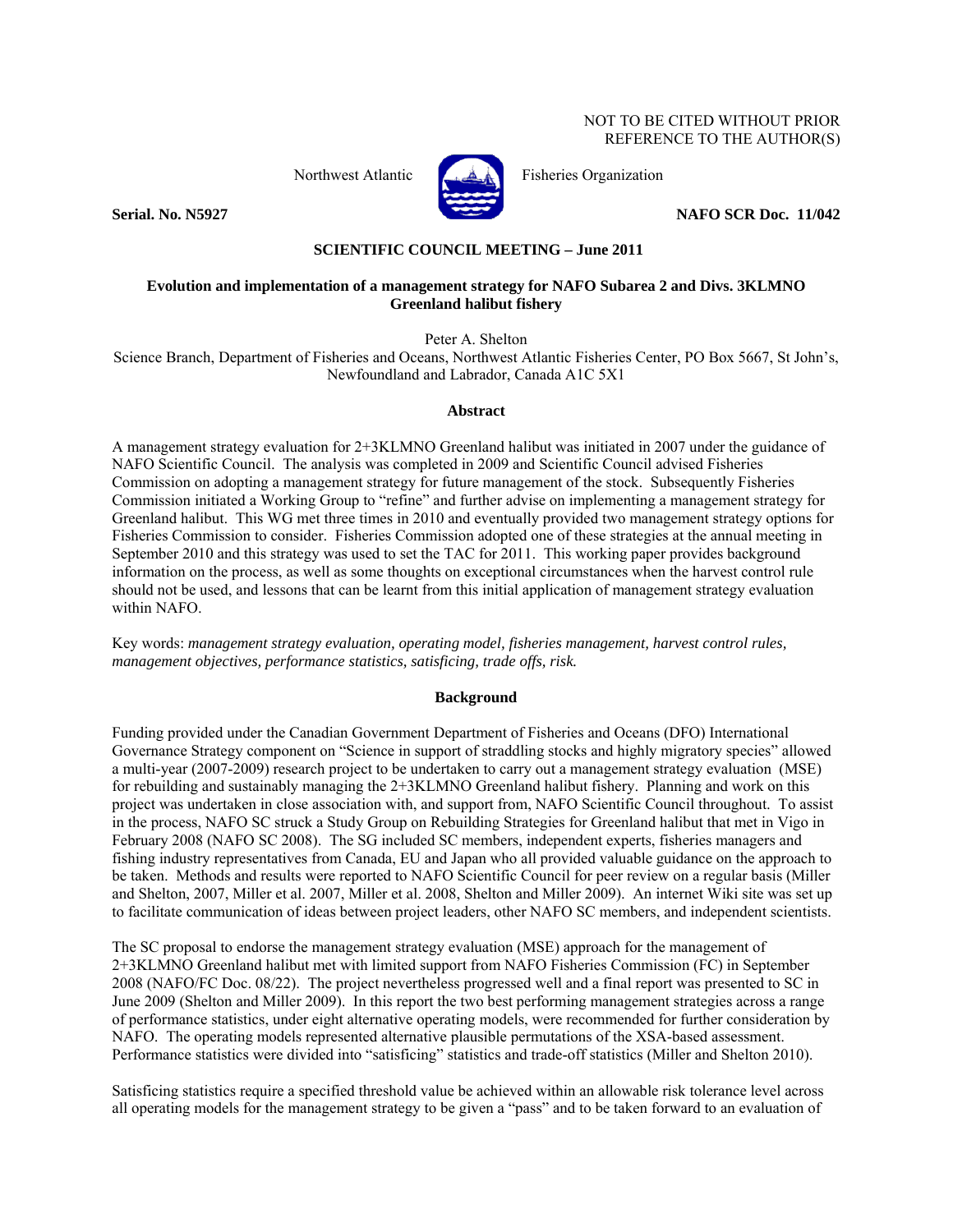NOT TO BE CITED WITHOUT PRIOR
REFERENCE TO THE AUTHOR(S)

Northwest Atlantic Fisheries Organization

**Serial. No. N5927** **NAFO SCR Doc. 11/042**

**SCIENTIFIC COUNCIL MEETING – June 2011**

# Evolution and implementation of a management strategy for NAFO Subarea 2 and Divs. 3KLMNO Greenland halibut fishery

Peter A. Shelton

Science Branch, Department of Fisheries and Oceans, Northwest Atlantic Fisheries Center, PO Box 5667, St John's, Newfoundland and Labrador, Canada A1C 5X1

## Abstract

A management strategy evaluation for 2+3KLMNO Greenland halibut was initiated in 2007 under the guidance of NAFO Scientific Council. The analysis was completed in 2009 and Scientific Council advised Fisheries Commission on adopting a management strategy for future management of the stock. Subsequently Fisheries Commission initiated a Working Group to "refine" and further advise on implementing a management strategy for Greenland halibut. This WG met three times in 2010 and eventually provided two management strategy options for Fisheries Commission to consider. Fisheries Commission adopted one of these strategies at the annual meeting in September 2010 and this strategy was used to set the TAC for 2011. This working paper provides background information on the process, as well as some thoughts on exceptional circumstances when the harvest control rule should not be used, and lessons that can be learnt from this initial application of management strategy evaluation within NAFO.

Key words: *management strategy evaluation, operating model, fisheries management, harvest control rules, management objectives, performance statistics, satisficing, trade offs, risk.*

## Background

Funding provided under the Canadian Government Department of Fisheries and Oceans (DFO) International Governance Strategy component on "Science in support of straddling stocks and highly migratory species" allowed a multi-year (2007-2009) research project to be undertaken to carry out a management strategy evaluation (MSE) for rebuilding and sustainably managing the 2+3KLMNO Greenland halibut fishery. Planning and work on this project was undertaken in close association with, and support from, NAFO Scientific Council throughout. To assist in the process, NAFO SC struck a Study Group on Rebuilding Strategies for Greenland halibut that met in Vigo in February 2008 (NAFO SC 2008). The SG included SC members, independent experts, fisheries managers and fishing industry representatives from Canada, EU and Japan who all provided valuable guidance on the approach to be taken. Methods and results were reported to NAFO Scientific Council for peer review on a regular basis (Miller and Shelton, 2007, Miller et al. 2007, Miller et al. 2008, Shelton and Miller 2009). An internet Wiki site was set up to facilitate communication of ideas between project leaders, other NAFO SC members, and independent scientists.

The SC proposal to endorse the management strategy evaluation (MSE) approach for the management of 2+3KLMNO Greenland halibut met with limited support from NAFO Fisheries Commission (FC) in September 2008 (NAFO/FC Doc. 08/22). The project nevertheless progressed well and a final report was presented to SC in June 2009 (Shelton and Miller 2009). In this report the two best performing management strategies across a range of performance statistics, under eight alternative operating models, were recommended for further consideration by NAFO. The operating models represented alternative plausible permutations of the XSA-based assessment. Performance statistics were divided into "satisficing" statistics and trade-off statistics (Miller and Shelton 2010).

Satisficing statistics require a specified threshold value be achieved within an allowable risk tolerance level across all operating models for the management strategy to be given a "pass" and to be taken forward to an evaluation of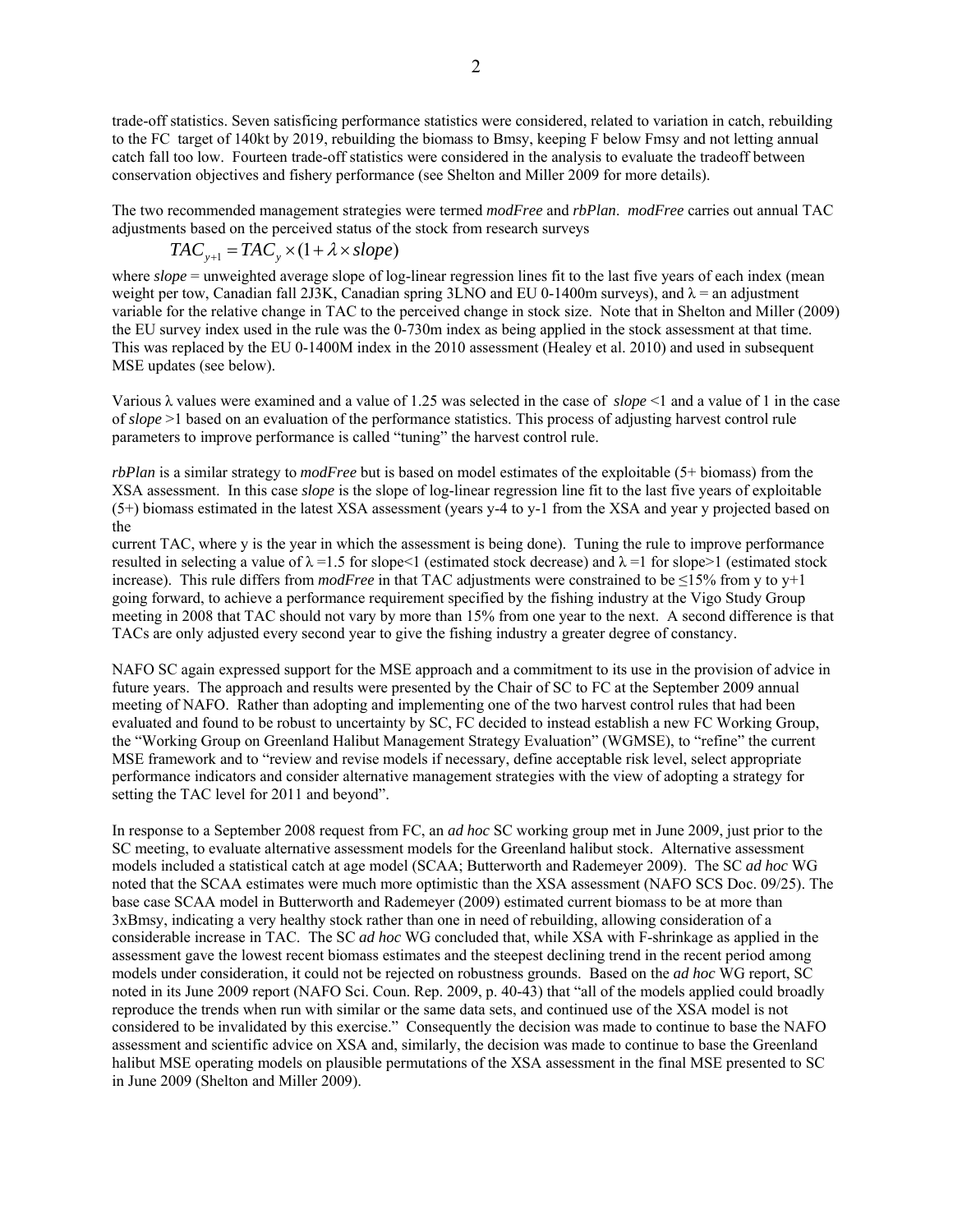trade-off statistics. Seven satisficing performance statistics were considered, related to variation in catch, rebuilding to the FC target of 140kt by 2019, rebuilding the biomass to Bmsy, keeping F below Fmsy and not letting annual catch fall too low. Fourteen trade-off statistics were considered in the analysis to evaluate the tradeoff between conservation objectives and fishery performance (see Shelton and Miller 2009 for more details).

The two recommended management strategies were termed *modFree* and *rbPlan*. *modFree* carries out annual TAC adjustments based on the perceived status of the stock from research surveys

$$TAC_{y+1} = TAC_y \times (1 + \lambda \times slope)$$

where *slope* = unweighted average slope of log-linear regression lines fit to the last five years of each index (mean weight per tow, Canadian fall 2J3K, Canadian spring 3LNO and EU 0-1400m surveys), and λ = an adjustment variable for the relative change in TAC to the perceived change in stock size. Note that in Shelton and Miller (2009) the EU survey index used in the rule was the 0-730m index as being applied in the stock assessment at that time. This was replaced by the EU 0-1400M index in the 2010 assessment (Healey et al. 2010) and used in subsequent MSE updates (see below).

Various λ values were examined and a value of 1.25 was selected in the case of *slope* <1 and a value of 1 in the case of *slope* >1 based on an evaluation of the performance statistics. This process of adjusting harvest control rule parameters to improve performance is called "tuning" the harvest control rule.

*rbPlan* is a similar strategy to *modFree* but is based on model estimates of the exploitable (5+ biomass) from the XSA assessment. In this case *slope* is the slope of log-linear regression line fit to the last five years of exploitable (5+) biomass estimated in the latest XSA assessment (years y-4 to y-1 from the XSA and year y projected based on the current TAC, where y is the year in which the assessment is being done). Tuning the rule to improve performance resulted in selecting a value of λ =1.5 for slope<1 (estimated stock decrease) and λ =1 for slope>1 (estimated stock increase). This rule differs from *modFree* in that TAC adjustments were constrained to be ≤15% from y to y+1 going forward, to achieve a performance requirement specified by the fishing industry at the Vigo Study Group meeting in 2008 that TAC should not vary by more than 15% from one year to the next. A second difference is that TACs are only adjusted every second year to give the fishing industry a greater degree of constancy.

NAFO SC again expressed support for the MSE approach and a commitment to its use in the provision of advice in future years. The approach and results were presented by the Chair of SC to FC at the September 2009 annual meeting of NAFO. Rather than adopting and implementing one of the two harvest control rules that had been evaluated and found to be robust to uncertainty by SC, FC decided to instead establish a new FC Working Group, the "Working Group on Greenland Halibut Management Strategy Evaluation" (WGMSE), to "refine" the current MSE framework and to "review and revise models if necessary, define acceptable risk level, select appropriate performance indicators and consider alternative management strategies with the view of adopting a strategy for setting the TAC level for 2011 and beyond".

In response to a September 2008 request from FC, an *ad hoc* SC working group met in June 2009, just prior to the SC meeting, to evaluate alternative assessment models for the Greenland halibut stock. Alternative assessment models included a statistical catch at age model (SCAA; Butterworth and Rademeyer 2009). The SC *ad hoc* WG noted that the SCAA estimates were much more optimistic than the XSA assessment (NAFO SCS Doc. 09/25). The base case SCAA model in Butterworth and Rademeyer (2009) estimated current biomass to be at more than 3xBmsy, indicating a very healthy stock rather than one in need of rebuilding, allowing consideration of a considerable increase in TAC. The SC *ad hoc* WG concluded that, while XSA with F-shrinkage as applied in the assessment gave the lowest recent biomass estimates and the steepest declining trend in the recent period among models under consideration, it could not be rejected on robustness grounds. Based on the *ad hoc* WG report, SC noted in its June 2009 report (NAFO Sci. Coun. Rep. 2009, p. 40-43) that "all of the models applied could broadly reproduce the trends when run with similar or the same data sets, and continued use of the XSA model is not considered to be invalidated by this exercise." Consequently the decision was made to continue to base the NAFO assessment and scientific advice on XSA and, similarly, the decision was made to continue to base the Greenland halibut MSE operating models on plausible permutations of the XSA assessment in the final MSE presented to SC in June 2009 (Shelton and Miller 2009).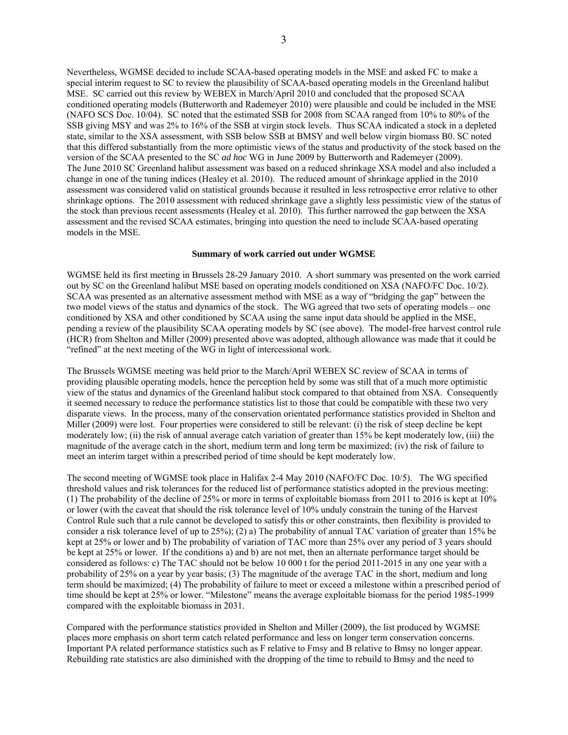Nevertheless, WGMSE decided to include SCAA-based operating models in the MSE and asked FC to make a special interim request to SC to review the plausibility of SCAA-based operating models in the Greenland halibut MSE. SC carried out this review by WEBEX in March/April 2010 and concluded that the proposed SCAA conditioned operating models (Butterworth and Rademeyer 2010) were plausible and could be included in the MSE (NAFO SCS Doc. 10/04). SC noted that the estimated SSB for 2008 from SCAA ranged from 10% to 80% of the SSB giving MSY and was 2% to 16% of the SSB at virgin stock levels. Thus SCAA indicated a stock in a depleted state, similar to the XSA assessment, with SSB below SSB at BMSY and well below virgin biomass B0. SC noted that this differed substantially from the more optimistic views of the status and productivity of the stock based on the version of the SCAA presented to the SC *ad hoc* WG in June 2009 by Butterworth and Rademeyer (2009). The June 2010 SC Greenland halibut assessment was based on a reduced shrinkage XSA model and also included a change in one of the tuning indices (Healey et al. 2010). The reduced amount of shrinkage applied in the 2010 assessment was considered valid on statistical grounds because it resulted in less retrospective error relative to other shrinkage options. The 2010 assessment with reduced shrinkage gave a slightly less pessimistic view of the status of the stock than previous recent assessments (Healey et al. 2010). This further narrowed the gap between the XSA assessment and the revised SCAA estimates, bringing into question the need to include SCAA-based operating models in the MSE.

**Summary of work carried out under WGMSE**

WGMSE held its first meeting in Brussels 28-29 January 2010. A short summary was presented on the work carried out by SC on the Greenland halibut MSE based on operating models conditioned on XSA (NAFO/FC Doc. 10/2). SCAA was presented as an alternative assessment method with MSE as a way of "bridging the gap" between the two model views of the status and dynamics of the stock. The WG agreed that two sets of operating models – one conditioned by XSA and other conditioned by SCAA using the same input data should be applied in the MSE, pending a review of the plausibility SCAA operating models by SC (see above). The model-free harvest control rule (HCR) from Shelton and Miller (2009) presented above was adopted, although allowance was made that it could be "refined" at the next meeting of the WG in light of intercessional work.

The Brussels WGMSE meeting was held prior to the March/April WEBEX SC review of SCAA in terms of providing plausible operating models, hence the perception held by some was still that of a much more optimistic view of the status and dynamics of the Greenland halibut stock compared to that obtained from XSA. Consequently it seemed necessary to reduce the performance statistics list to those that could be compatible with these two very disparate views. In the process, many of the conservation orientated performance statistics provided in Shelton and Miller (2009) were lost. Four properties were considered to still be relevant: (i) the risk of steep decline be kept moderately low; (ii) the risk of annual average catch variation of greater than 15% be kept moderately low, (iii) the magnitude of the average catch in the short, medium term and long term be maximized; (iv) the risk of failure to meet an interim target within a prescribed period of time should be kept moderately low.

The second meeting of WGMSE took place in Halifax 2-4 May 2010 (NAFO/FC Doc. 10/5). The WG specified threshold values and risk tolerances for the reduced list of performance statistics adopted in the previous meeting: (1) The probability of the decline of 25% or more in terms of exploitable biomass from 2011 to 2016 is kept at 10% or lower (with the caveat that should the risk tolerance level of 10% unduly constrain the tuning of the Harvest Control Rule such that a rule cannot be developed to satisfy this or other constraints, then flexibility is provided to consider a risk tolerance level of up to 25%); (2) a) The probability of annual TAC variation of greater than 15% be kept at 25% or lower and b) The probability of variation of TAC more than 25% over any period of 3 years should be kept at 25% or lower. If the conditions a) and b) are not met, then an alternate performance target should be considered as follows: c) The TAC should not be below 10 000 t for the period 2011-2015 in any one year with a probability of 25% on a year by year basis; (3) The magnitude of the average TAC in the short, medium and long term should be maximized; (4) The probability of failure to meet or exceed a milestone within a prescribed period of time should be kept at 25% or lower. "Milestone" means the average exploitable biomass for the period 1985-1999 compared with the exploitable biomass in 2031.

Compared with the performance statistics provided in Shelton and Miller (2009), the list produced by WGMSE places more emphasis on short term catch related performance and less on longer term conservation concerns. Important PA related performance statistics such as F relative to Fmsy and B relative to Bmsy no longer appear. Rebuilding rate statistics are also diminished with the dropping of the time to rebuild to Bmsy and the need to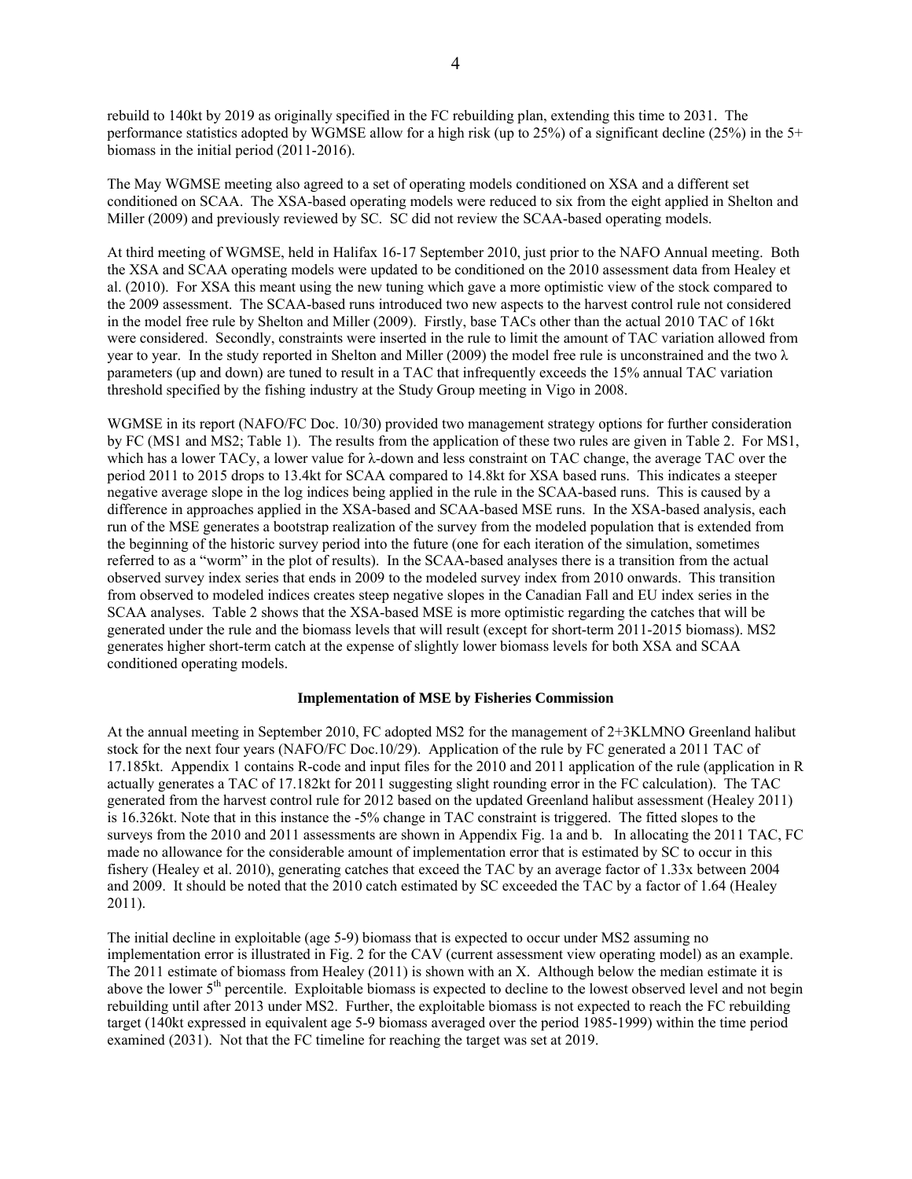rebuild to 140kt by 2019 as originally specified in the FC rebuilding plan, extending this time to 2031. The performance statistics adopted by WGMSE allow for a high risk (up to 25%) of a significant decline (25%) in the 5+ biomass in the initial period (2011-2016).

The May WGMSE meeting also agreed to a set of operating models conditioned on XSA and a different set conditioned on SCAA. The XSA-based operating models were reduced to six from the eight applied in Shelton and Miller (2009) and previously reviewed by SC. SC did not review the SCAA-based operating models.

At third meeting of WGMSE, held in Halifax 16-17 September 2010, just prior to the NAFO Annual meeting. Both the XSA and SCAA operating models were updated to be conditioned on the 2010 assessment data from Healey et al. (2010). For XSA this meant using the new tuning which gave a more optimistic view of the stock compared to the 2009 assessment. The SCAA-based runs introduced two new aspects to the harvest control rule not considered in the model free rule by Shelton and Miller (2009). Firstly, base TACs other than the actual 2010 TAC of 16kt were considered. Secondly, constraints were inserted in the rule to limit the amount of TAC variation allowed from year to year. In the study reported in Shelton and Miller (2009) the model free rule is unconstrained and the two $\lambda$ parameters (up and down) are tuned to result in a TAC that infrequently exceeds the 15% annual TAC variation threshold specified by the fishing industry at the Study Group meeting in Vigo in 2008.

WGMSE in its report (NAFO/FC Doc. 10/30) provided two management strategy options for further consideration by FC (MS1 and MS2; Table 1). The results from the application of these two rules are given in Table 2. For MS1, which has a lower TACy, a lower value for $\lambda$-down and less constraint on TAC change, the average TAC over the period 2011 to 2015 drops to 13.4kt for SCAA compared to 14.8kt for XSA based runs. This indicates a steeper negative average slope in the log indices being applied in the rule in the SCAA-based runs. This is caused by a difference in approaches applied in the XSA-based and SCAA-based MSE runs. In the XSA-based analysis, each run of the MSE generates a bootstrap realization of the survey from the modeled population that is extended from the beginning of the historic survey period into the future (one for each iteration of the simulation, sometimes referred to as a "worm" in the plot of results). In the SCAA-based analyses there is a transition from the actual observed survey index series that ends in 2009 to the modeled survey index from 2010 onwards. This transition from observed to modeled indices creates steep negative slopes in the Canadian Fall and EU index series in the SCAA analyses. Table 2 shows that the XSA-based MSE is more optimistic regarding the catches that will be generated under the rule and the biomass levels that will result (except for short-term 2011-2015 biomass). MS2 generates higher short-term catch at the expense of slightly lower biomass levels for both XSA and SCAA conditioned operating models.

### Implementation of MSE by Fisheries Commission

At the annual meeting in September 2010, FC adopted MS2 for the management of 2+3KLMNO Greenland halibut stock for the next four years (NAFO/FC Doc.10/29). Application of the rule by FC generated a 2011 TAC of 17.185kt. Appendix 1 contains R-code and input files for the 2010 and 2011 application of the rule (application in R actually generates a TAC of 17.182kt for 2011 suggesting slight rounding error in the FC calculation). The TAC generated from the harvest control rule for 2012 based on the updated Greenland halibut assessment (Healey 2011) is 16.326kt. Note that in this instance the -5% change in TAC constraint is triggered. The fitted slopes to the surveys from the 2010 and 2011 assessments are shown in Appendix Fig. 1a and b. In allocating the 2011 TAC, FC made no allowance for the considerable amount of implementation error that is estimated by SC to occur in this fishery (Healey et al. 2010), generating catches that exceed the TAC by an average factor of 1.33x between 2004 and 2009. It should be noted that the 2010 catch estimated by SC exceeded the TAC by a factor of 1.64 (Healey 2011).

The initial decline in exploitable (age 5-9) biomass that is expected to occur under MS2 assuming no implementation error is illustrated in Fig. 2 for the CAV (current assessment view operating model) as an example. The 2011 estimate of biomass from Healey (2011) is shown with an X. Although below the median estimate it is above the lower 5[th] percentile. Exploitable biomass is expected to decline to the lowest observed level and not begin rebuilding until after 2013 under MS2. Further, the exploitable biomass is not expected to reach the FC rebuilding target (140kt expressed in equivalent age 5-9 biomass averaged over the period 1985-1999) within the time period examined (2031). Not that the FC timeline for reaching the target was set at 2019.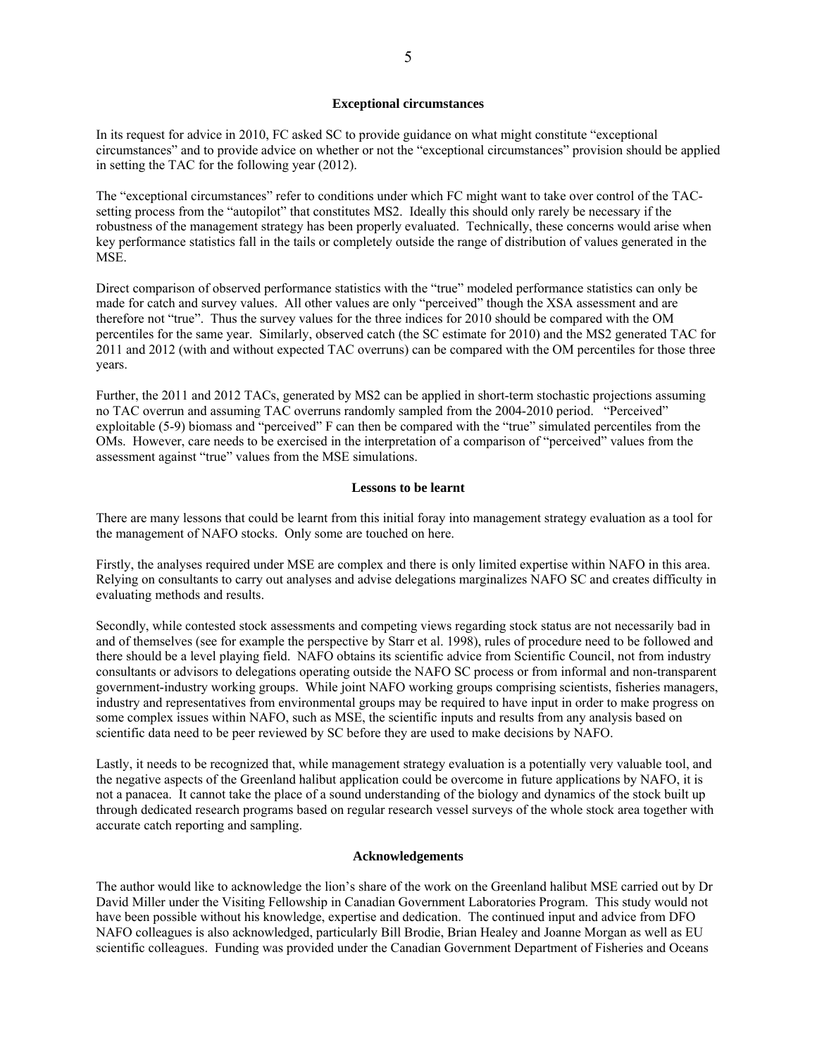### Exceptional circumstances

In its request for advice in 2010, FC asked SC to provide guidance on what might constitute "exceptional circumstances" and to provide advice on whether or not the "exceptional circumstances" provision should be applied in setting the TAC for the following year (2012).

The "exceptional circumstances" refer to conditions under which FC might want to take over control of the TAC-setting process from the "autopilot" that constitutes MS2. Ideally this should only rarely be necessary if the robustness of the management strategy has been properly evaluated. Technically, these concerns would arise when key performance statistics fall in the tails or completely outside the range of distribution of values generated in the MSE.

Direct comparison of observed performance statistics with the "true" modeled performance statistics can only be made for catch and survey values. All other values are only "perceived" though the XSA assessment and are therefore not "true". Thus the survey values for the three indices for 2010 should be compared with the OM percentiles for the same year. Similarly, observed catch (the SC estimate for 2010) and the MS2 generated TAC for 2011 and 2012 (with and without expected TAC overruns) can be compared with the OM percentiles for those three years.

Further, the 2011 and 2012 TACs, generated by MS2 can be applied in short-term stochastic projections assuming no TAC overrun and assuming TAC overruns randomly sampled from the 2004-2010 period. "Perceived" exploitable (5-9) biomass and "perceived" F can then be compared with the "true" simulated percentiles from the OMs. However, care needs to be exercised in the interpretation of a comparison of "perceived" values from the assessment against "true" values from the MSE simulations.

### Lessons to be learnt

There are many lessons that could be learnt from this initial foray into management strategy evaluation as a tool for the management of NAFO stocks. Only some are touched on here.

Firstly, the analyses required under MSE are complex and there is only limited expertise within NAFO in this area. Relying on consultants to carry out analyses and advise delegations marginalizes NAFO SC and creates difficulty in evaluating methods and results.

Secondly, while contested stock assessments and competing views regarding stock status are not necessarily bad in and of themselves (see for example the perspective by Starr et al. 1998), rules of procedure need to be followed and there should be a level playing field. NAFO obtains its scientific advice from Scientific Council, not from industry consultants or advisors to delegations operating outside the NAFO SC process or from informal and non-transparent government-industry working groups. While joint NAFO working groups comprising scientists, fisheries managers, industry and representatives from environmental groups may be required to have input in order to make progress on some complex issues within NAFO, such as MSE, the scientific inputs and results from any analysis based on scientific data need to be peer reviewed by SC before they are used to make decisions by NAFO.

Lastly, it needs to be recognized that, while management strategy evaluation is a potentially very valuable tool, and the negative aspects of the Greenland halibut application could be overcome in future applications by NAFO, it is not a panacea. It cannot take the place of a sound understanding of the biology and dynamics of the stock built up through dedicated research programs based on regular research vessel surveys of the whole stock area together with accurate catch reporting and sampling.

### Acknowledgements

The author would like to acknowledge the lion's share of the work on the Greenland halibut MSE carried out by Dr David Miller under the Visiting Fellowship in Canadian Government Laboratories Program. This study would not have been possible without his knowledge, expertise and dedication. The continued input and advice from DFO NAFO colleagues is also acknowledged, particularly Bill Brodie, Brian Healey and Joanne Morgan as well as EU scientific colleagues. Funding was provided under the Canadian Government Department of Fisheries and Oceans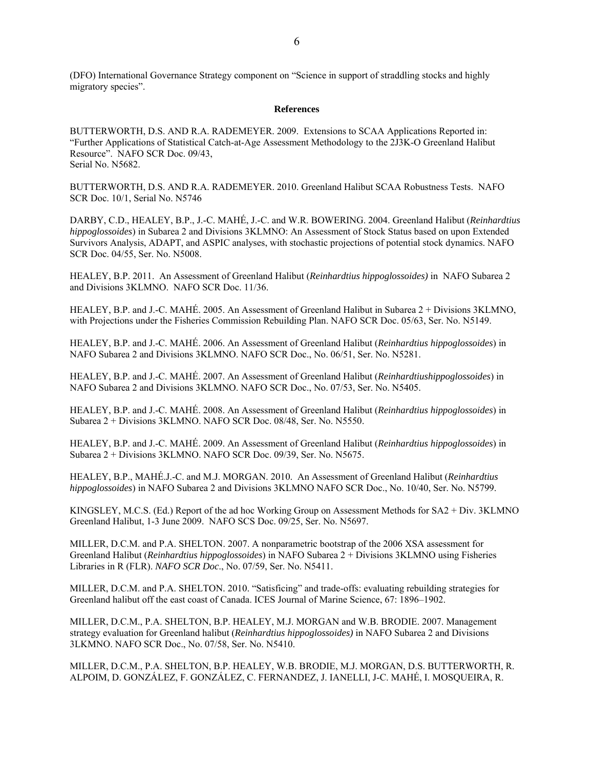(DFO) International Governance Strategy component on "Science in support of straddling stocks and highly migratory species".

**References**

BUTTERWORTH, D.S. AND R.A. RADEMEYER. 2009. Extensions to SCAA Applications Reported in: "Further Applications of Statistical Catch-at-Age Assessment Methodology to the 2J3K-O Greenland Halibut Resource". NAFO SCR Doc. 09/43, Serial No. N5682.

BUTTERWORTH, D.S. AND R.A. RADEMEYER. 2010. Greenland Halibut SCAA Robustness Tests. NAFO SCR Doc. 10/1, Serial No. N5746

DARBY, C.D., HEALEY, B.P., J.-C. MAHÉ, J.-C. and W.R. BOWERING. 2004. Greenland Halibut (*Reinhardtius hippoglossoides*) in Subarea 2 and Divisions 3KLMNO: An Assessment of Stock Status based on upon Extended Survivors Analysis, ADAPT, and ASPIC analyses, with stochastic projections of potential stock dynamics. NAFO SCR Doc. 04/55, Ser. No. N5008.

HEALEY, B.P. 2011. An Assessment of Greenland Halibut (*Reinhardtius hippoglossoides)* in NAFO Subarea 2 and Divisions 3KLMNO. NAFO SCR Doc. 11/36.

HEALEY, B.P. and J.-C. MAHÉ. 2005. An Assessment of Greenland Halibut in Subarea 2 + Divisions 3KLMNO, with Projections under the Fisheries Commission Rebuilding Plan. NAFO SCR Doc. 05/63, Ser. No. N5149.

HEALEY, B.P. and J.-C. MAHÉ. 2006. An Assessment of Greenland Halibut (*Reinhardtius hippoglossoides*) in NAFO Subarea 2 and Divisions 3KLMNO. NAFO SCR Doc., No. 06/51, Ser. No. N5281.

HEALEY, B.P. and J.-C. MAHÉ. 2007. An Assessment of Greenland Halibut (*Reinhardtiushippoglossoides*) in NAFO Subarea 2 and Divisions 3KLMNO. NAFO SCR Doc., No. 07/53, Ser. No. N5405.

HEALEY, B.P. and J.-C. MAHÉ. 2008. An Assessment of Greenland Halibut (*Reinhardtius hippoglossoides*) in Subarea 2 + Divisions 3KLMNO. NAFO SCR Doc. 08/48, Ser. No. N5550.

HEALEY, B.P. and J.-C. MAHÉ. 2009. An Assessment of Greenland Halibut (*Reinhardtius hippoglossoides*) in Subarea 2 + Divisions 3KLMNO. NAFO SCR Doc. 09/39, Ser. No. N5675.

HEALEY, B.P., MAHÉ.J.-C. and M.J. MORGAN. 2010. An Assessment of Greenland Halibut (*Reinhardtius hippoglossoides*) in NAFO Subarea 2 and Divisions 3KLMNO NAFO SCR Doc., No. 10/40, Ser. No. N5799.

KINGSLEY, M.C.S. (Ed.) Report of the ad hoc Working Group on Assessment Methods for SA2 + Div. 3KLMNO Greenland Halibut, 1-3 June 2009. NAFO SCS Doc. 09/25, Ser. No. N5697.

MILLER, D.C.M. and P.A. SHELTON. 2007. A nonparametric bootstrap of the 2006 XSA assessment for Greenland Halibut (*Reinhardtius hippoglossoides*) in NAFO Subarea 2 + Divisions 3KLMNO using Fisheries Libraries in R (FLR). *NAFO SCR Doc*., No. 07/59, Ser. No. N5411.

MILLER, D.C.M. and P.A. SHELTON. 2010. "Satisficing" and trade-offs: evaluating rebuilding strategies for Greenland halibut off the east coast of Canada. ICES Journal of Marine Science, 67: 1896–1902.

MILLER, D.C.M., P.A. SHELTON, B.P. HEALEY, M.J. MORGAN and W.B. BRODIE. 2007. Management strategy evaluation for Greenland halibut (*Reinhardtius hippoglossoides)* in NAFO Subarea 2 and Divisions 3LKMNO. NAFO SCR Doc., No. 07/58, Ser. No. N5410.

MILLER, D.C.M., P.A. SHELTON, B.P. HEALEY, W.B. BRODIE, M.J. MORGAN, D.S. BUTTERWORTH, R. ALPOIM, D. GONZÁLEZ, F. GONZÁLEZ, C. FERNANDEZ, J. IANELLI, J-C. MAHÉ, I. MOSQUEIRA, R.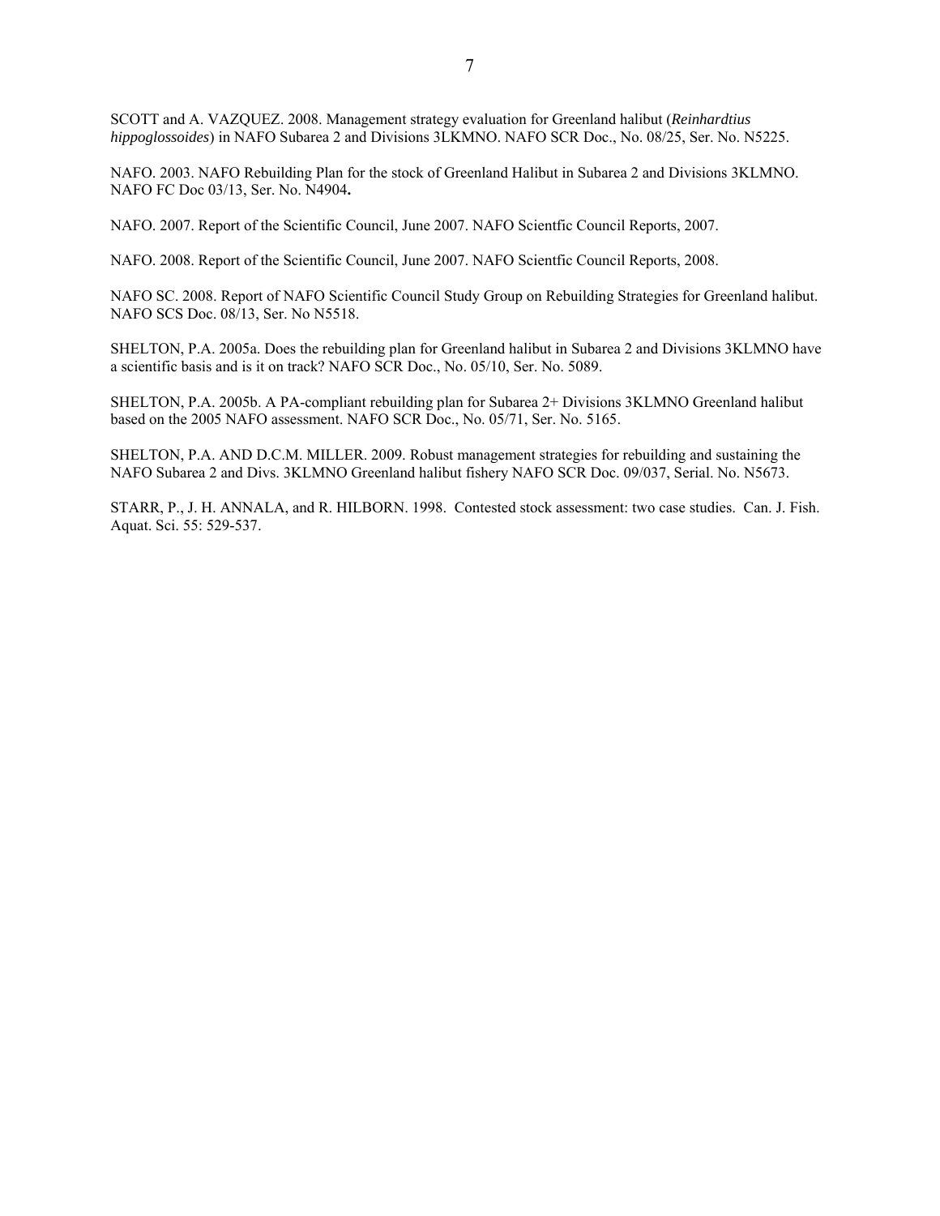SCOTT and A. VAZQUEZ. 2008. Management strategy evaluation for Greenland halibut (*Reinhardtius hippoglossoides*) in NAFO Subarea 2 and Divisions 3LKMNO. NAFO SCR Doc., No. 08/25, Ser. No. N5225.

NAFO. 2003. NAFO Rebuilding Plan for the stock of Greenland Halibut in Subarea 2 and Divisions 3KLMNO. NAFO FC Doc 03/13, Ser. No. N4904**.**

NAFO. 2007. Report of the Scientific Council, June 2007. NAFO Scientfic Council Reports, 2007.

NAFO. 2008. Report of the Scientific Council, June 2007. NAFO Scientfic Council Reports, 2008.

NAFO SC. 2008. Report of NAFO Scientific Council Study Group on Rebuilding Strategies for Greenland halibut. NAFO SCS Doc. 08/13, Ser. No N5518.

SHELTON, P.A. 2005a. Does the rebuilding plan for Greenland halibut in Subarea 2 and Divisions 3KLMNO have a scientific basis and is it on track? NAFO SCR Doc., No. 05/10, Ser. No. 5089.

SHELTON, P.A. 2005b. A PA-compliant rebuilding plan for Subarea 2+ Divisions 3KLMNO Greenland halibut based on the 2005 NAFO assessment. NAFO SCR Doc., No. 05/71, Ser. No. 5165.

SHELTON, P.A. AND D.C.M. MILLER. 2009. Robust management strategies for rebuilding and sustaining the NAFO Subarea 2 and Divs. 3KLMNO Greenland halibut fishery NAFO SCR Doc. 09/037, Serial. No. N5673.

STARR, P., J. H. ANNALA, and R. HILBORN. 1998. Contested stock assessment: two case studies. Can. J. Fish. Aquat. Sci. 55: 529-537.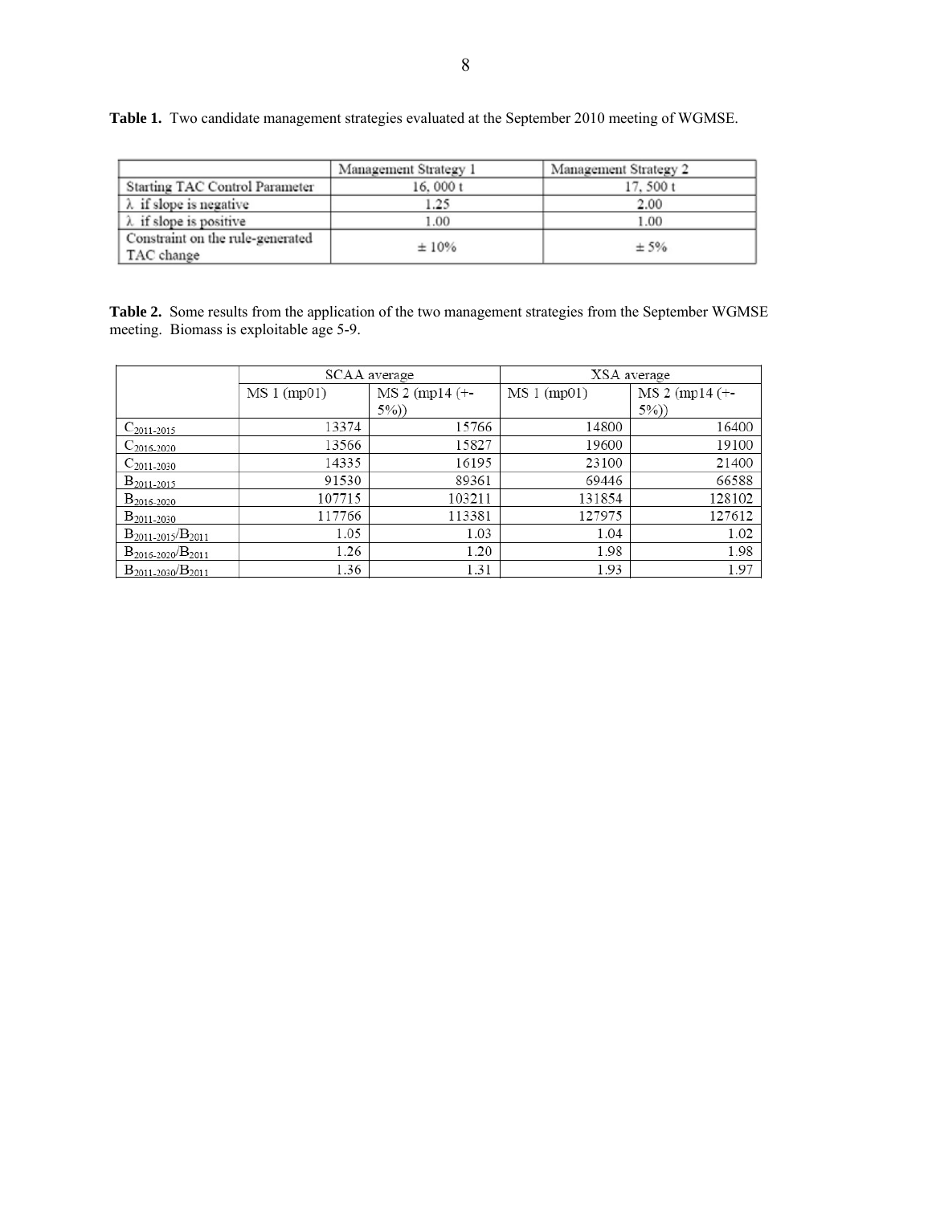**Table 1.** Two candidate management strategies evaluated at the September 2010 meeting of WGMSE.

| | Management Strategy 1 | Management Strategy 2 |
|---|---|---|
| Starting TAC Control Parameter | 16, 000 t | 17, 500 t |
| $\lambda$ if slope is negative | 1.25 | 2.00 |
| $\lambda$ if slope is positive | 1.00 | 1.00 |
| Constraint on the rule-generated TAC change | ± 10% | ± 5% |

**Table 2.** Some results from the application of the two management strategies from the September WGMSE meeting. Biomass is exploitable age 5-9.

| | SCAA average | | XSA average | |
|---|---|---|---|---|
| | MS 1 (mp01) | MS 2 (mp14 (+-5%)) | MS 1 (mp01) | MS 2 (mp14 (+-5%)) |
| $C_{2011\text{-}2015}$ | 13374 | 15766 | 14800 | 16400 |
| $C_{2016\text{-}2020}$ | 13566 | 15827 | 19600 | 19100 |
| $C_{2011\text{-}2030}$ | 14335 | 16195 | 23100 | 21400 |
| $B_{2011\text{-}2015}$ | 91530 | 89361 | 69446 | 66588 |
| $B_{2016\text{-}2020}$ | 107715 | 103211 | 131854 | 128102 |
| $B_{2011\text{-}2030}$ | 117766 | 113381 | 127975 | 127612 |
| $B_{2011\text{-}2015}/B_{2011}$ | 1.05 | 1.03 | 1.04 | 1.02 |
| $B_{2016\text{-}2020}/B_{2011}$ | 1.26 | 1.20 | 1.98 | 1.98 |
| $B_{2011\text{-}2030}/B_{2011}$ | 1.36 | 1.31 | 1.93 | 1.97 |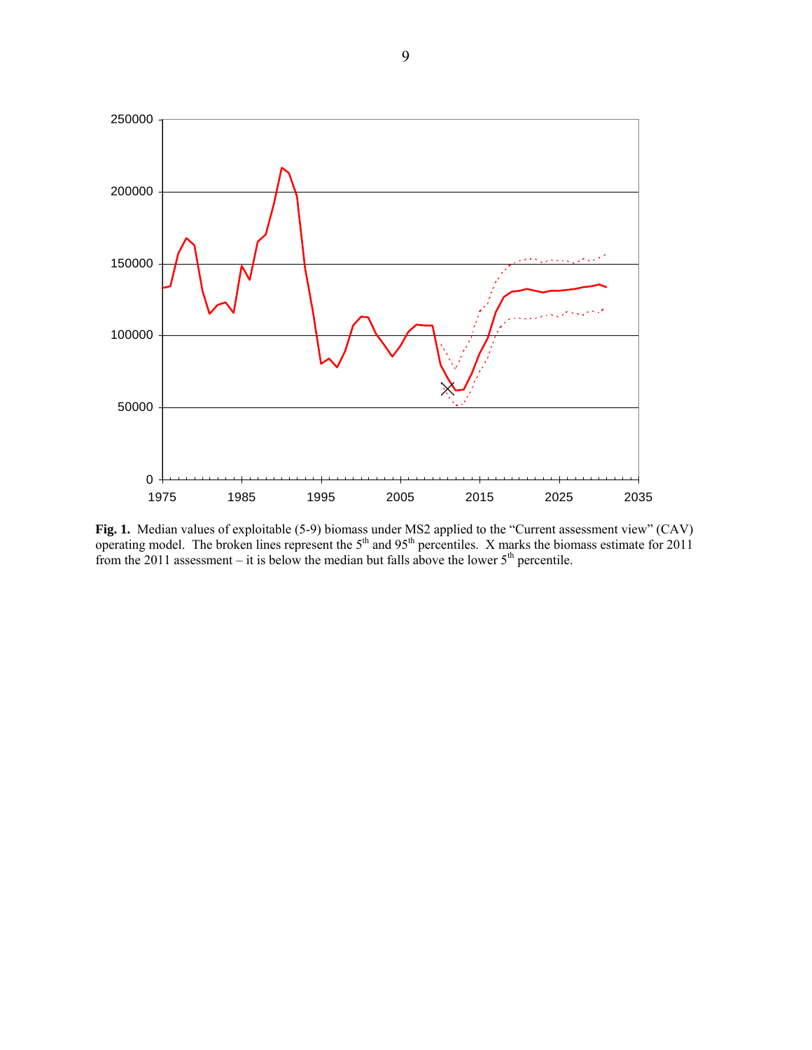**Fig. 1.** Median values of exploitable (5-9) biomass under MS2 applied to the "Current assessment view" (CAV) operating model. The broken lines represent the 5th and 95th percentiles. X marks the biomass estimate for 2011 from the 2011 assessment – it is below the median but falls above the lower 5th percentile.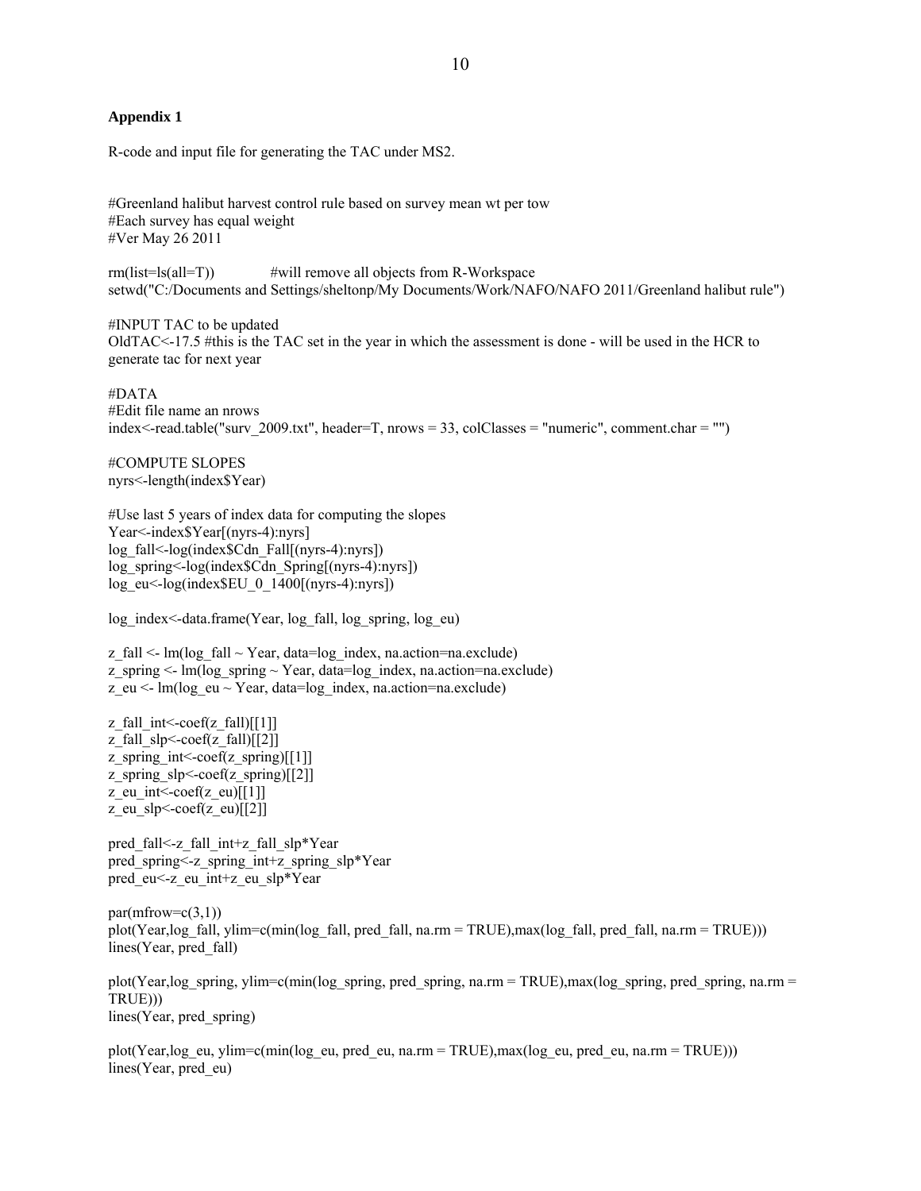**Appendix 1**

R-code and input file for generating the TAC under MS2.

```
#Greenland halibut harvest control rule based on survey mean wt per tow
#Each survey has equal weight
#Ver May 26 2011

rm(list=ls(all=T))            #will remove all objects from R-Workspace
setwd("C:/Documents and Settings/sheltonp/My Documents/Work/NAFO/NAFO 2011/Greenland halibut rule")

#INPUT TAC to be updated
OldTAC<-17.5 #this is the TAC set in the year in which the assessment is done - will be used in the HCR to
generate tac for next year

#DATA
#Edit file name an nrows
index<-read.table("surv_2009.txt", header=T, nrows = 33, colClasses = "numeric", comment.char = "")

#COMPUTE SLOPES
nyrs<-length(index$Year)

#Use last 5 years of index data for computing the slopes
Year<-index$Year[(nyrs-4):nyrs]
log_fall<-log(index$Cdn_Fall[(nyrs-4):nyrs])
log_spring<-log(index$Cdn_Spring[(nyrs-4):nyrs])
log_eu<-log(index$EU_0_1400[(nyrs-4):nyrs])

log_index<-data.frame(Year, log_fall, log_spring, log_eu)

z_fall <- lm(log_fall ~ Year, data=log_index, na.action=na.exclude)
z_spring <- lm(log_spring ~ Year, data=log_index, na.action=na.exclude)
z_eu <- lm(log_eu ~ Year, data=log_index, na.action=na.exclude)

z_fall_int<-coef(z_fall)[[1]]
z_fall_slp<-coef(z_fall)[[2]]
z_spring_int<-coef(z_spring)[[1]]
z_spring_slp<-coef(z_spring)[[2]]
z_eu_int<-coef(z_eu)[[1]]
z_eu_slp<-coef(z_eu)[[2]]

pred_fall<-z_fall_int+z_fall_slp*Year
pred_spring<-z_spring_int+z_spring_slp*Year
pred_eu<-z_eu_int+z_eu_slp*Year

par(mfrow=c(3,1))
plot(Year,log_fall, ylim=c(min(log_fall, pred_fall, na.rm = TRUE),max(log_fall, pred_fall, na.rm = TRUE)))
lines(Year, pred_fall)

plot(Year,log_spring, ylim=c(min(log_spring, pred_spring, na.rm = TRUE),max(log_spring, pred_spring, na.rm =
TRUE)))
lines(Year, pred_spring)

plot(Year,log_eu, ylim=c(min(log_eu, pred_eu, na.rm = TRUE),max(log_eu, pred_eu, na.rm = TRUE)))
lines(Year, pred_eu)
```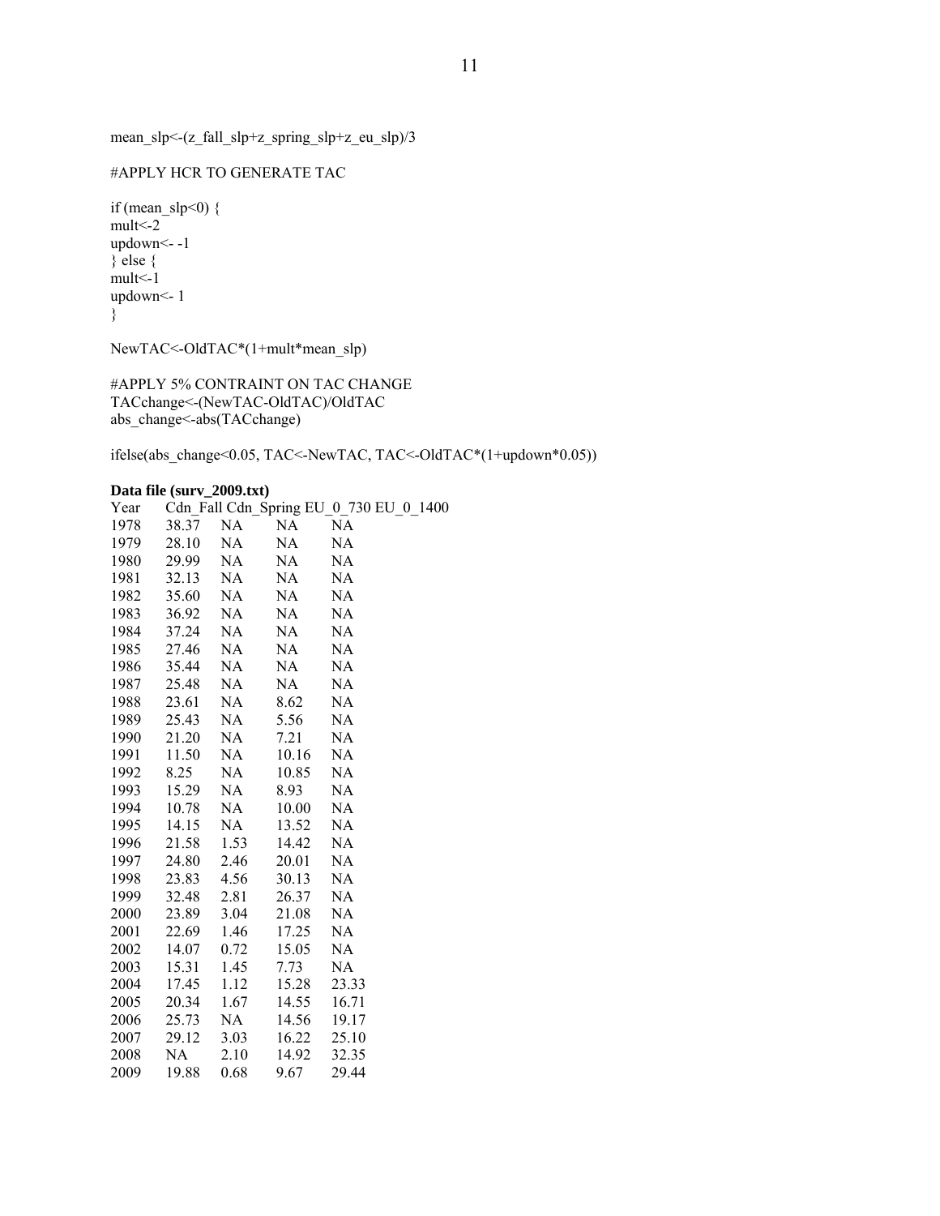```
mean_slp<-(z_fall_slp+z_spring_slp+z_eu_slp)/3

#APPLY HCR TO GENERATE TAC

if (mean_slp<0) {
mult<-2
updown<- -1
} else {
mult<-1
updown<- 1
}

NewTAC<-OldTAC*(1+mult*mean_slp)

#APPLY 5% CONTRAINT ON TAC CHANGE
TACchange<-(NewTAC-OldTAC)/OldTAC
abs_change<-abs(TACchange)

ifelse(abs_change<0.05, TAC<-NewTAC, TAC<-OldTAC*(1+updown*0.05))
```

**Data file (surv_2009.txt)**

| Year | Cdn_Fall | Cdn_Spring | EU_0_730 | EU_0_1400 |
|---|---|---|---|---|
| 1978 | 38.37 | NA | NA | NA |
| 1979 | 28.10 | NA | NA | NA |
| 1980 | 29.99 | NA | NA | NA |
| 1981 | 32.13 | NA | NA | NA |
| 1982 | 35.60 | NA | NA | NA |
| 1983 | 36.92 | NA | NA | NA |
| 1984 | 37.24 | NA | NA | NA |
| 1985 | 27.46 | NA | NA | NA |
| 1986 | 35.44 | NA | NA | NA |
| 1987 | 25.48 | NA | NA | NA |
| 1988 | 23.61 | NA | 8.62 | NA |
| 1989 | 25.43 | NA | 5.56 | NA |
| 1990 | 21.20 | NA | 7.21 | NA |
| 1991 | 11.50 | NA | 10.16 | NA |
| 1992 | 8.25 | NA | 10.85 | NA |
| 1993 | 15.29 | NA | 8.93 | NA |
| 1994 | 10.78 | NA | 10.00 | NA |
| 1995 | 14.15 | NA | 13.52 | NA |
| 1996 | 21.58 | 1.53 | 14.42 | NA |
| 1997 | 24.80 | 2.46 | 20.01 | NA |
| 1998 | 23.83 | 4.56 | 30.13 | NA |
| 1999 | 32.48 | 2.81 | 26.37 | NA |
| 2000 | 23.89 | 3.04 | 21.08 | NA |
| 2001 | 22.69 | 1.46 | 17.25 | NA |
| 2002 | 14.07 | 0.72 | 15.05 | NA |
| 2003 | 15.31 | 1.45 | 7.73 | NA |
| 2004 | 17.45 | 1.12 | 15.28 | 23.33 |
| 2005 | 20.34 | 1.67 | 14.55 | 16.71 |
| 2006 | 25.73 | NA | 14.56 | 19.17 |
| 2007 | 29.12 | 3.03 | 16.22 | 25.10 |
| 2008 | NA | 2.10 | 14.92 | 32.35 |
| 2009 | 19.88 | 0.68 | 9.67 | 29.44 |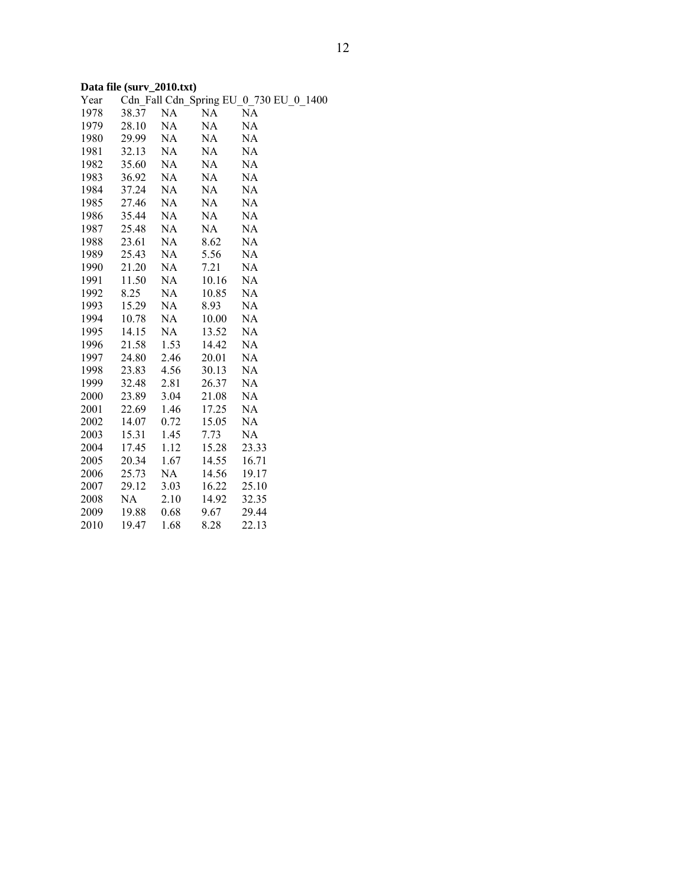**Data file (surv_2010.txt)**

| Year | Cdn_Fall | Cdn_Spring | EU_0_730 | EU_0_1400 |
|---|---|---|---|---|
| 1978 | 38.37 | NA | NA | NA |
| 1979 | 28.10 | NA | NA | NA |
| 1980 | 29.99 | NA | NA | NA |
| 1981 | 32.13 | NA | NA | NA |
| 1982 | 35.60 | NA | NA | NA |
| 1983 | 36.92 | NA | NA | NA |
| 1984 | 37.24 | NA | NA | NA |
| 1985 | 27.46 | NA | NA | NA |
| 1986 | 35.44 | NA | NA | NA |
| 1987 | 25.48 | NA | NA | NA |
| 1988 | 23.61 | NA | 8.62 | NA |
| 1989 | 25.43 | NA | 5.56 | NA |
| 1990 | 21.20 | NA | 7.21 | NA |
| 1991 | 11.50 | NA | 10.16 | NA |
| 1992 | 8.25 | NA | 10.85 | NA |
| 1993 | 15.29 | NA | 8.93 | NA |
| 1994 | 10.78 | NA | 10.00 | NA |
| 1995 | 14.15 | NA | 13.52 | NA |
| 1996 | 21.58 | 1.53 | 14.42 | NA |
| 1997 | 24.80 | 2.46 | 20.01 | NA |
| 1998 | 23.83 | 4.56 | 30.13 | NA |
| 1999 | 32.48 | 2.81 | 26.37 | NA |
| 2000 | 23.89 | 3.04 | 21.08 | NA |
| 2001 | 22.69 | 1.46 | 17.25 | NA |
| 2002 | 14.07 | 0.72 | 15.05 | NA |
| 2003 | 15.31 | 1.45 | 7.73 | NA |
| 2004 | 17.45 | 1.12 | 15.28 | 23.33 |
| 2005 | 20.34 | 1.67 | 14.55 | 16.71 |
| 2006 | 25.73 | NA | 14.56 | 19.17 |
| 2007 | 29.12 | 3.03 | 16.22 | 25.10 |
| 2008 | NA | 2.10 | 14.92 | 32.35 |
| 2009 | 19.88 | 0.68 | 9.67 | 29.44 |
| 2010 | 19.47 | 1.68 | 8.28 | 22.13 |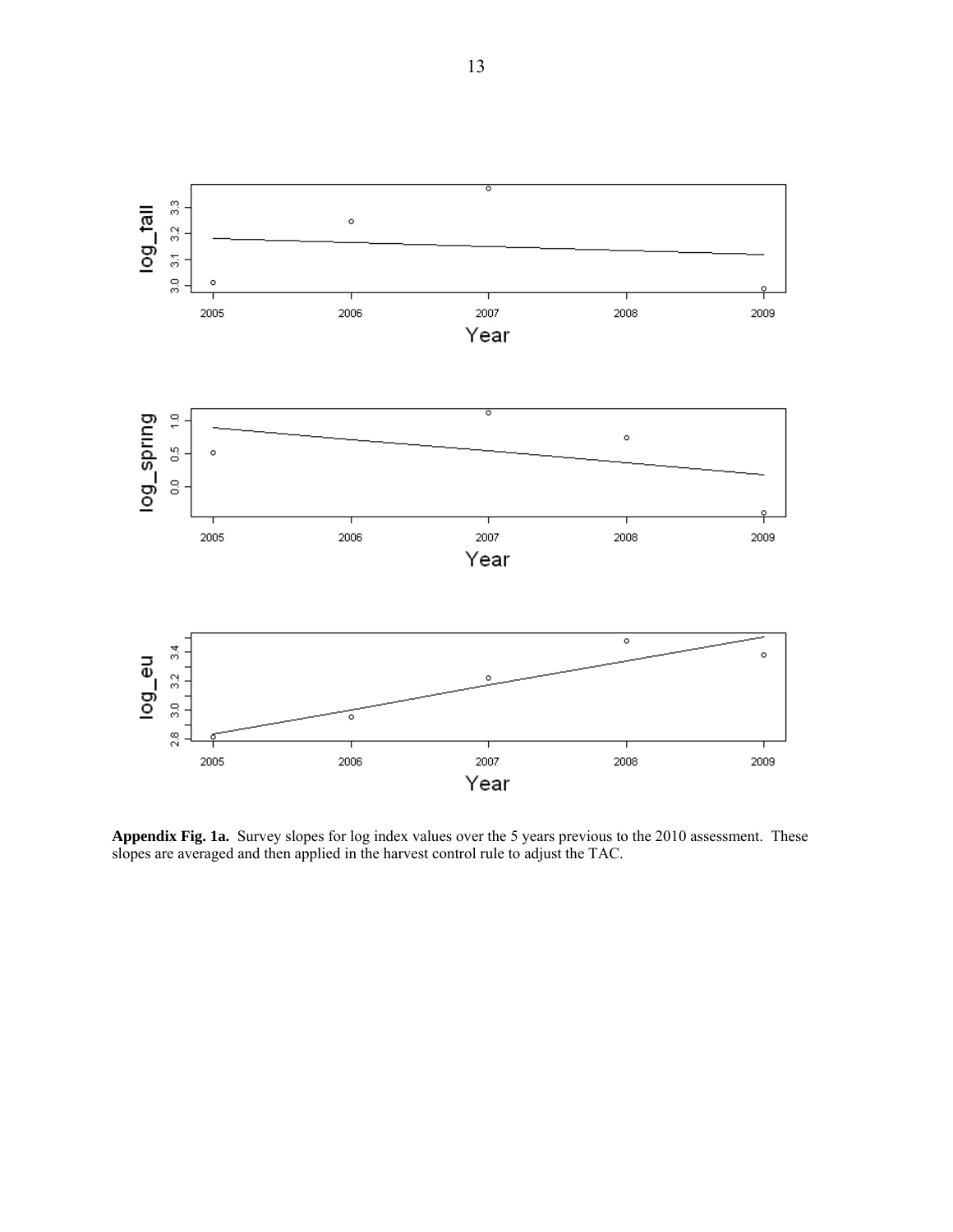**Appendix Fig. 1a.** Survey slopes for log index values over the 5 years previous to the 2010 assessment. These slopes are averaged and then applied in the harvest control rule to adjust the TAC.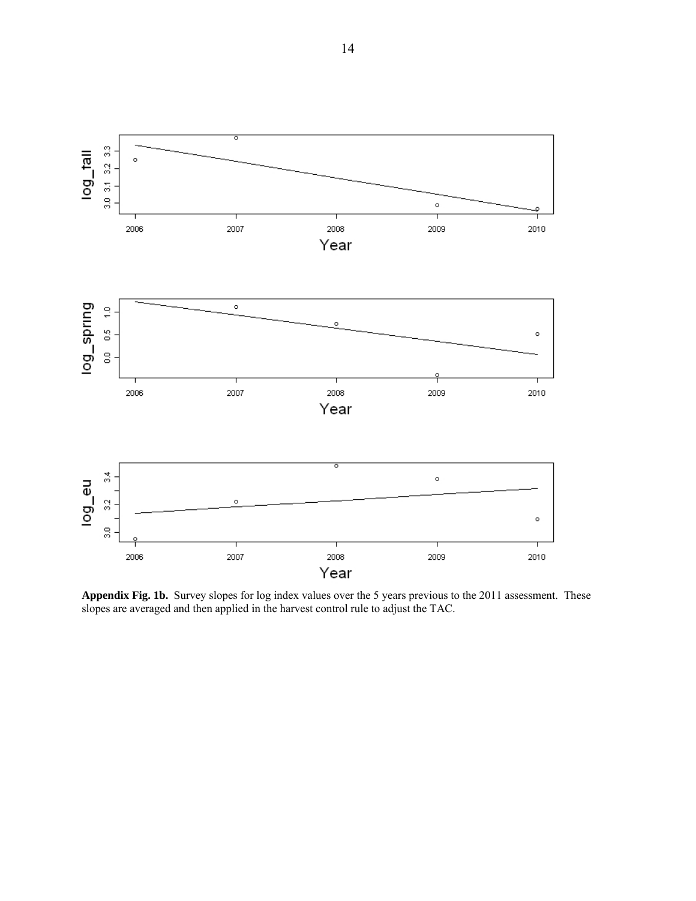log_fall

3.0 3.1 3.2 3.3

2006 2007 2008 2009 2010

Year

log_spring

0.0 0.5 1.0

2006 2007 2008 2009 2010

Year

log_eu

3.0 3.2 3.4

2006 2007 2008 2009 2010

Year

**Appendix Fig. 1b.** Survey slopes for log index values over the 5 years previous to the 2011 assessment. These slopes are averaged and then applied in the harvest control rule to adjust the TAC.